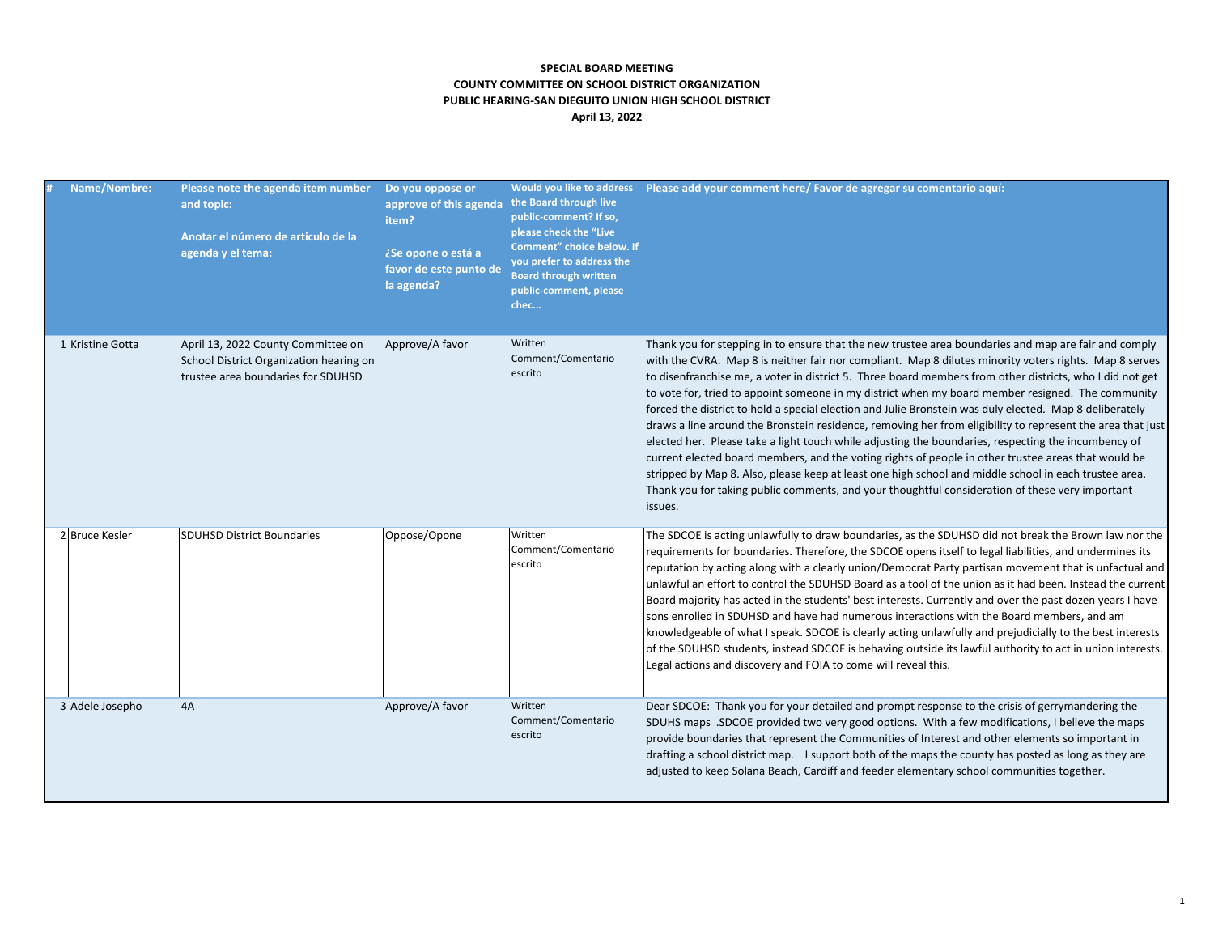**SPECIAL BOARD MEETING**
**COUNTY COMMITTEE ON SCHOOL DISTRICT ORGANIZATION**
**PUBLIC HEARING-SAN DIEGUITO UNION HIGH SCHOOL DISTRICT**
**April 13, 2022**

| # | Name/Nombre: | Please note the agenda item number and topic: Anotar el número de articulo de la agenda y el tema: | Do you oppose or approve of this agenda item? ¿Se opone o está a favor de este punto de la agenda? | Would you like to address the Board through live public-comment? If so, please check the "Live Comment" choice below. If you prefer to address the Board through written public-comment, please chec... | Please add your comment here/ Favor de agregar su comentario aquí: |
|---|---|---|---|---|---|
| 1 | Kristine Gotta | April 13, 2022 County Committee on School District Organization hearing on trustee area boundaries for SDUHSD | Approve/A favor | Written Comment/Comentario escrito | Thank you for stepping in to ensure that the new trustee area boundaries and map are fair and comply with the CVRA. Map 8 is neither fair nor compliant. Map 8 dilutes minority voters rights. Map 8 serves to disenfranchise me, a voter in district 5. Three board members from other districts, who I did not get to vote for, tried to appoint someone in my district when my board member resigned. The community forced the district to hold a special election and Julie Bronstein was duly elected. Map 8 deliberately draws a line around the Bronstein residence, removing her from eligibility to represent the area that just elected her. Please take a light touch while adjusting the boundaries, respecting the incumbency of current elected board members, and the voting rights of people in other trustee areas that would be stripped by Map 8. Also, please keep at least one high school and middle school in each trustee area. Thank you for taking public comments, and your thoughtful consideration of these very important issues. |
| 2 | Bruce Kesler | SDUHSD District Boundaries | Oppose/Opone | Written Comment/Comentario escrito | The SDCOE is acting unlawfully to draw boundaries, as the SDUHSD did not break the Brown law nor the requirements for boundaries. Therefore, the SDCOE opens itself to legal liabilities, and undermines its reputation by acting along with a clearly union/Democrat Party partisan movement that is unfactual and unlawful an effort to control the SDUHSD Board as a tool of the union as it had been. Instead the current Board majority has acted in the students' best interests. Currently and over the past dozen years I have sons enrolled in SDUHSD and have had numerous interactions with the Board members, and am knowledgeable of what I speak. SDCOE is clearly acting unlawfully and prejudicially to the best interests of the SDUHSD students, instead SDCOE is behaving outside its lawful authority to act in union interests. Legal actions and discovery and FOIA to come will reveal this. |
| 3 | Adele Josepho | 4A | Approve/A favor | Written Comment/Comentario escrito | Dear SDCOE: Thank you for your detailed and prompt response to the crisis of gerrymandering the SDUHS maps .SDCOE provided two very good options. With a few modifications, I believe the maps provide boundaries that represent the Communities of Interest and other elements so important in drafting a school district map. I support both of the maps the county has posted as long as they are adjusted to keep Solana Beach, Cardiff and feeder elementary school communities together. |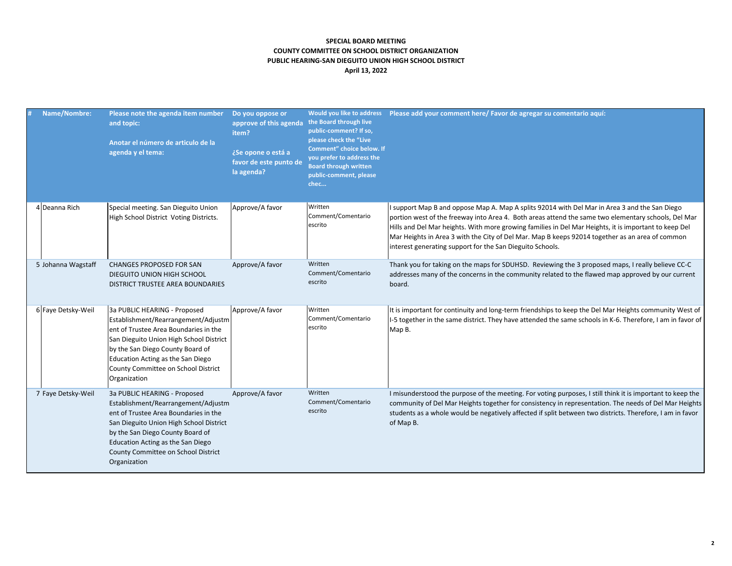**SPECIAL BOARD MEETING**
**COUNTY COMMITTEE ON SCHOOL DISTRICT ORGANIZATION**
**PUBLIC HEARING-SAN DIEGUITO UNION HIGH SCHOOL DISTRICT**
**April 13, 2022**

| # | Name/Nombre: | Please note the agenda item number and topic: Anotar el número de articulo de la agenda y el tema: | Do you oppose or approve of this agenda item? ¿Se opone o está a favor de este punto de la agenda? | Would you like to address the Board through live public-comment? If so, please check the "Live Comment" choice below. If you prefer to address the Board through written public-comment, please chec... | Please add your comment here/ Favor de agregar su comentario aquí: |
|---|---|---|---|---|---|
| 4 | Deanna Rich | Special meeting. San Dieguito Union High School District Voting Districts. | Approve/A favor | Written Comment/Comentario escrito | I support Map B and oppose Map A. Map A splits 92014 with Del Mar in Area 3 and the San Diego portion west of the freeway into Area 4. Both areas attend the same two elementary schools, Del Mar Hills and Del Mar heights. With more growing families in Del Mar Heights, it is important to keep Del Mar Heights in Area 3 with the City of Del Mar. Map B keeps 92014 together as an area of common interest generating support for the San Dieguito Schools. |
| 5 | Johanna Wagstaff | CHANGES PROPOSED FOR SAN DIEGUITO UNION HIGH SCHOOL DISTRICT TRUSTEE AREA BOUNDARIES | Approve/A favor | Written Comment/Comentario escrito | Thank you for taking on the maps for SDUHSD. Reviewing the 3 proposed maps, I really believe CC-C addresses many of the concerns in the community related to the flawed map approved by our current board. |
| 6 | Faye Detsky-Weil | 3a PUBLIC HEARING - Proposed Establishment/Rearrangement/Adjustment of Trustee Area Boundaries in the San Dieguito Union High School District by the San Diego County Board of Education Acting as the San Diego County Committee on School District Organization | Approve/A favor | Written Comment/Comentario escrito | It is important for continuity and long-term friendships to keep the Del Mar Heights community West of I-5 together in the same district. They have attended the same schools in K-6. Therefore, I am in favor of Map B. |
| 7 | Faye Detsky-Weil | 3a PUBLIC HEARING - Proposed Establishment/Rearrangement/Adjustment of Trustee Area Boundaries in the San Dieguito Union High School District by the San Diego County Board of Education Acting as the San Diego County Committee on School District Organization | Approve/A favor | Written Comment/Comentario escrito | I misunderstood the purpose of the meeting. For voting purposes, I still think it is important to keep the community of Del Mar Heights together for consistency in representation. The needs of Del Mar Heights students as a whole would be negatively affected if split between two districts. Therefore, I am in favor of Map B. |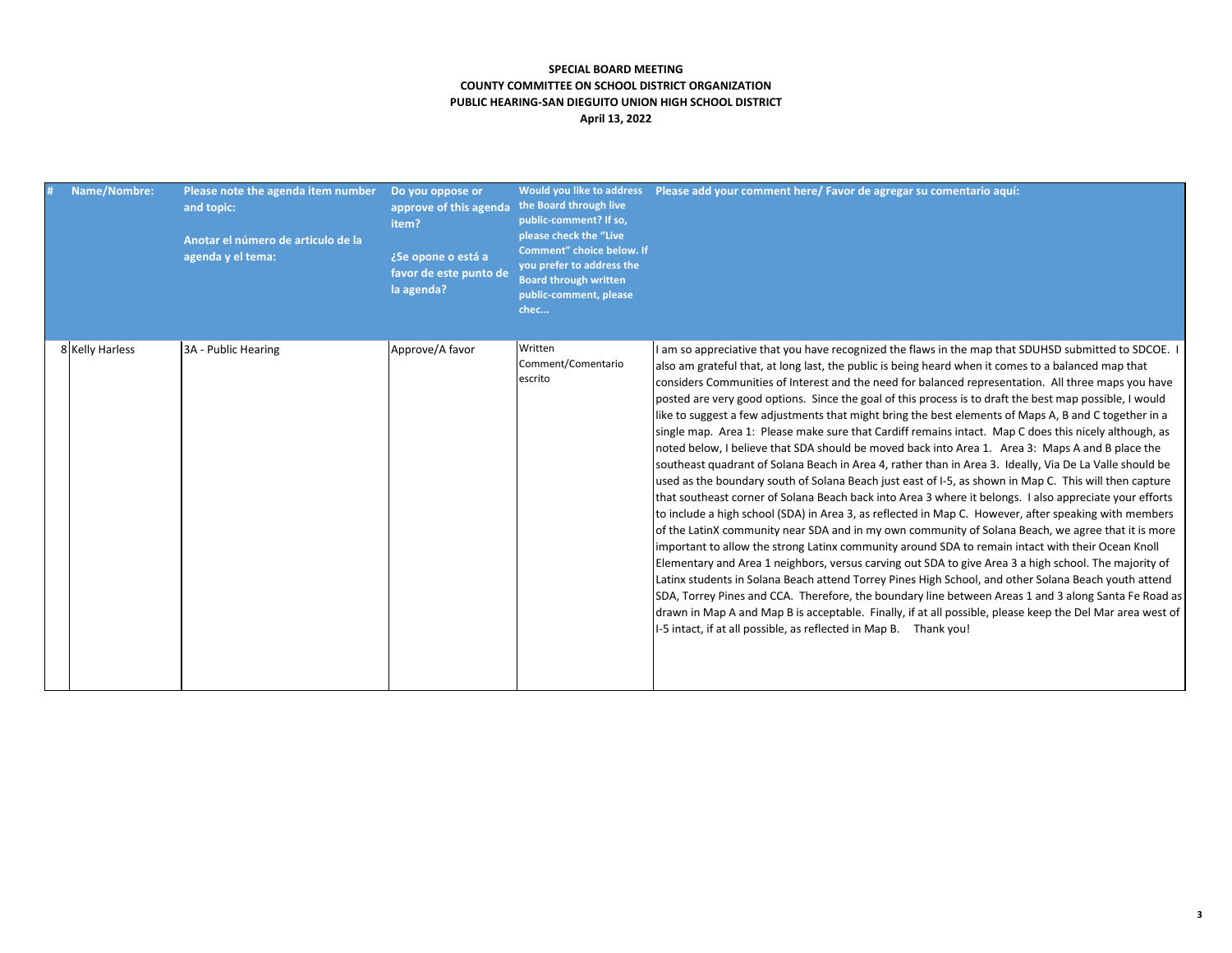**SPECIAL BOARD MEETING**
**COUNTY COMMITTEE ON SCHOOL DISTRICT ORGANIZATION**
**PUBLIC HEARING-SAN DIEGUITO UNION HIGH SCHOOL DISTRICT**
**April 13, 2022**

| # | Name/Nombre: | Please note the agenda item number and topic: Anotar el número de articulo de la agenda y el tema: | Do you oppose or approve of this agenda item? ¿Se opone o está a favor de este punto de la agenda? | Would you like to address the Board through live public-comment? If so, please check the "Live Comment" choice below. If you prefer to address the Board through written public-comment, please chec... | Please add your comment here/ Favor de agregar su comentario aquí: |
|---|---|---|---|---|---|
| 8 | Kelly Harless | 3A - Public Hearing | Approve/A favor | Written Comment/Comentario escrito | I am so appreciative that you have recognized the flaws in the map that SDUHSD submitted to SDCOE. I also am grateful that, at long last, the public is being heard when it comes to a balanced map that considers Communities of Interest and the need for balanced representation. All three maps you have posted are very good options. Since the goal of this process is to draft the best map possible, I would like to suggest a few adjustments that might bring the best elements of Maps A, B and C together in a single map. Area 1: Please make sure that Cardiff remains intact. Map C does this nicely although, as noted below, I believe that SDA should be moved back into Area 1. Area 3: Maps A and B place the southeast quadrant of Solana Beach in Area 4, rather than in Area 3. Ideally, Via De La Valle should be used as the boundary south of Solana Beach just east of I-5, as shown in Map C. This will then capture that southeast corner of Solana Beach back into Area 3 where it belongs. I also appreciate your efforts to include a high school (SDA) in Area 3, as reflected in Map C. However, after speaking with members of the LatinX community near SDA and in my own community of Solana Beach, we agree that it is more important to allow the strong Latinx community around SDA to remain intact with their Ocean Knoll Elementary and Area 1 neighbors, versus carving out SDA to give Area 3 a high school. The majority of Latinx students in Solana Beach attend Torrey Pines High School, and other Solana Beach youth attend SDA, Torrey Pines and CCA. Therefore, the boundary line between Areas 1 and 3 along Santa Fe Road as drawn in Map A and Map B is acceptable. Finally, if at all possible, please keep the Del Mar area west of I-5 intact, if at all possible, as reflected in Map B. Thank you! |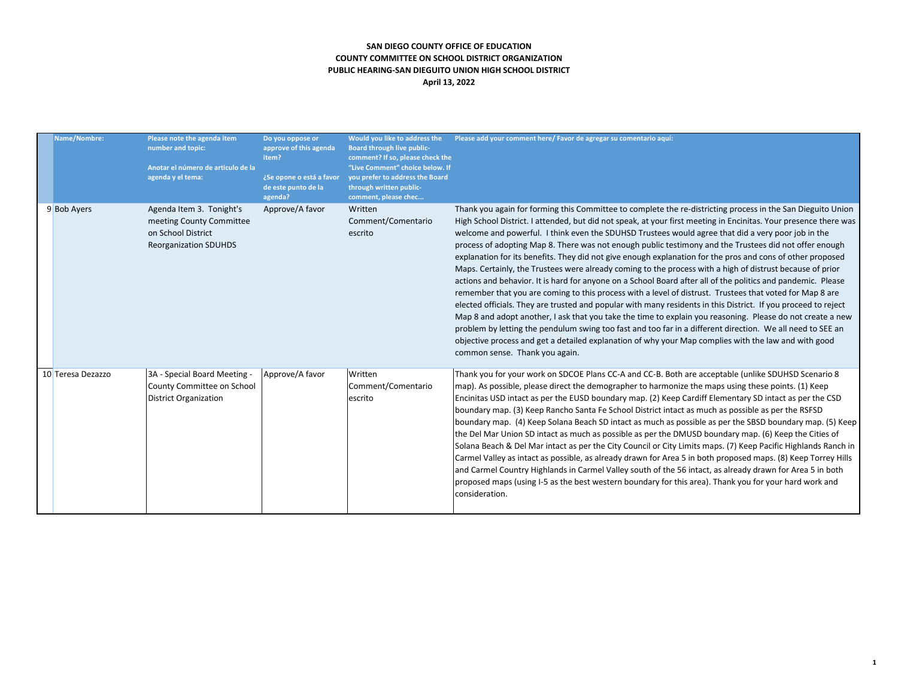**SAN DIEGO COUNTY OFFICE OF EDUCATION**
**COUNTY COMMITTEE ON SCHOOL DISTRICT ORGANIZATION**
**PUBLIC HEARING-SAN DIEGUITO UNION HIGH SCHOOL DISTRICT**
**April 13, 2022**

| | Name/Nombre: | Please note the agenda item number and topic: Anotar el número de articulo de la agenda y el tema: | Do you oppose or approve of this agenda item? ¿Se opone o está a favor de este punto de la agenda? | Would you like to address the Board through live public-comment? If so, please check the "Live Comment" choice below. If you prefer to address the Board through written public-comment, please chec... | Please add your comment here/ Favor de agregar su comentario aquí: |
|---|---|---|---|---|---|
| 9 | Bob Ayers | Agenda Item 3. Tonight's meeting County Committee on School District Reorganization SDUHDS | Approve/A favor | Written Comment/Comentario escrito | Thank you again for forming this Committee to complete the re-districting process in the San Dieguito Union High School District. I attended, but did not speak, at your first meeting in Encinitas. Your presence there was welcome and powerful. I think even the SDUHSD Trustees would agree that did a very poor job in the process of adopting Map 8. There was not enough public testimony and the Trustees did not offer enough explanation for its benefits. They did not give enough explanation for the pros and cons of other proposed Maps. Certainly, the Trustees were already coming to the process with a high of distrust because of prior actions and behavior. It is hard for anyone on a School Board after all of the politics and pandemic. Please remember that you are coming to this process with a level of distrust. Trustees that voted for Map 8 are elected officials. They are trusted and popular with many residents in this District. If you proceed to reject Map 8 and adopt another, I ask that you take the time to explain you reasoning. Please do not create a new problem by letting the pendulum swing too fast and too far in a different direction. We all need to SEE an objective process and get a detailed explanation of why your Map complies with the law and with good common sense. Thank you again. |
| 10 | Teresa Dezazzo | 3A - Special Board Meeting - County Committee on School District Organization | Approve/A favor | Written Comment/Comentario escrito | Thank you for your work on SDCOE Plans CC-A and CC-B. Both are acceptable (unlike SDUHSD Scenario 8 map). As possible, please direct the demographer to harmonize the maps using these points. (1) Keep Encinitas USD intact as per the EUSD boundary map. (2) Keep Cardiff Elementary SD intact as per the CSD boundary map. (3) Keep Rancho Santa Fe School District intact as much as possible as per the RSFSD boundary map. (4) Keep Solana Beach SD intact as much as possible as per the SBSD boundary map. (5) Keep the Del Mar Union SD intact as much as possible as per the DMUSD boundary map. (6) Keep the Cities of Solana Beach & Del Mar intact as per the City Council or City Limits maps. (7) Keep Pacific Highlands Ranch in Carmel Valley as intact as possible, as already drawn for Area 5 in both proposed maps. (8) Keep Torrey Hills and Carmel Country Highlands in Carmel Valley south of the 56 intact, as already drawn for Area 5 in both proposed maps (using I-5 as the best western boundary for this area). Thank you for your hard work and consideration. |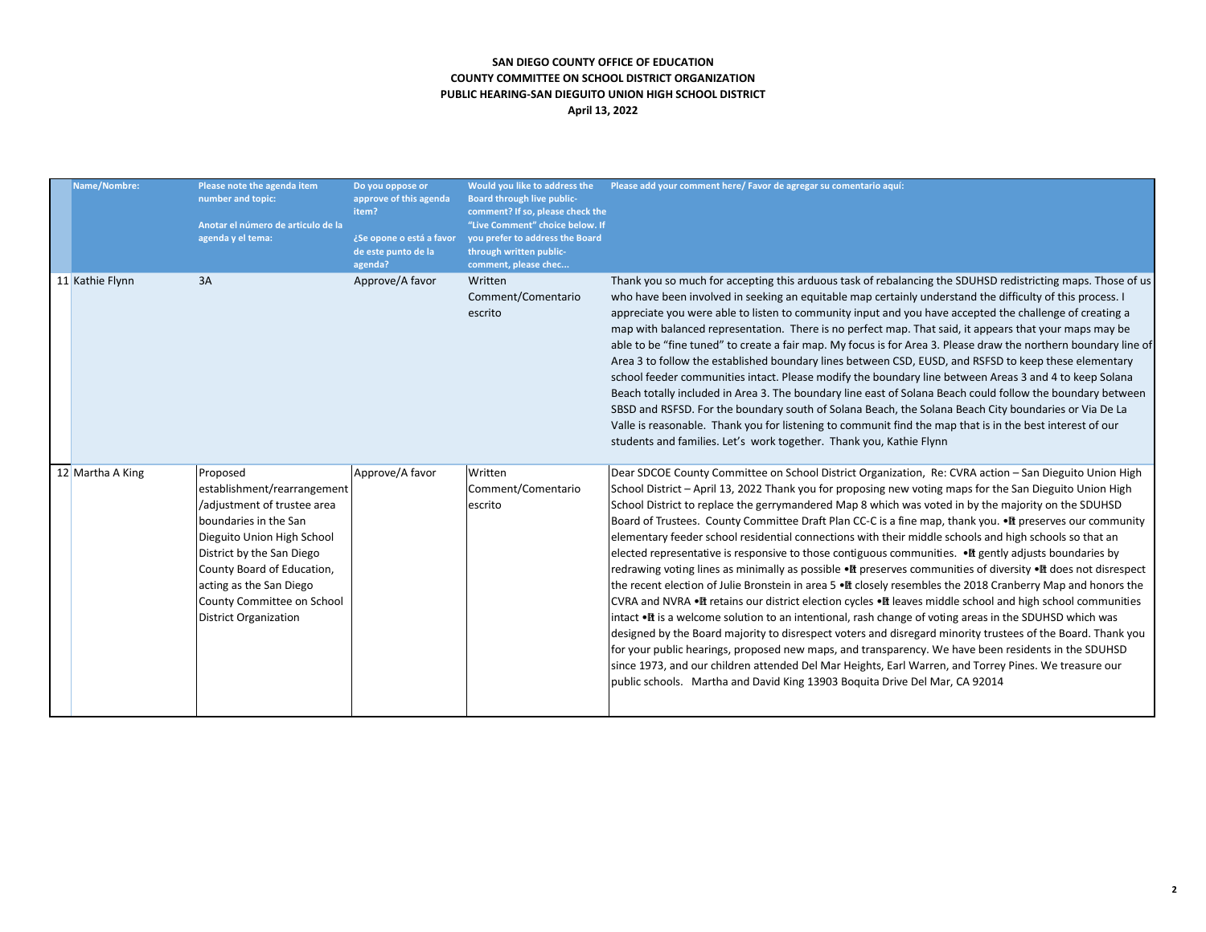**SAN DIEGO COUNTY OFFICE OF EDUCATION**
**COUNTY COMMITTEE ON SCHOOL DISTRICT ORGANIZATION**
**PUBLIC HEARING-SAN DIEGUITO UNION HIGH SCHOOL DISTRICT**
**April 13, 2022**

| | Name/Nombre: | Please note the agenda item number and topic: Anotar el número de articulo de la agenda y el tema: | Do you oppose or approve of this agenda item? ¿Se opone o está a favor de este punto de la agenda? | Would you like to address the Board through live public-comment? If so, please check the "Live Comment" choice below. If you prefer to address the Board through written public-comment, please chec... | Please add your comment here/ Favor de agregar su comentario aquí: |
|---|---|---|---|---|---|
| 11 | Kathie Flynn | 3A | Approve/A favor | Written Comment/Comentario escrito | Thank you so much for accepting this arduous task of rebalancing the SDUHSD redistricting maps. Those of us who have been involved in seeking an equitable map certainly understand the difficulty of this process. I appreciate you were able to listen to community input and you have accepted the challenge of creating a map with balanced representation. There is no perfect map. That said, it appears that your maps may be able to be "fine tuned" to create a fair map. My focus is for Area 3. Please draw the northern boundary line of Area 3 to follow the established boundary lines between CSD, EUSD, and RSFSD to keep these elementary school feeder communities intact. Please modify the boundary line between Areas 3 and 4 to keep Solana Beach totally included in Area 3. The boundary line east of Solana Beach could follow the boundary between SBSD and RSFSD. For the boundary south of Solana Beach, the Solana Beach City boundaries or Via De La Valle is reasonable. Thank you for listening to communit find the map that is in the best interest of our students and families. Let's work together. Thank you, Kathie Flynn |
| 12 | Martha A King | Proposed establishment/rearrangement /adjustment of trustee area boundaries in the San Dieguito Union High School District by the San Diego County Board of Education, acting as the San Diego County Committee on School District Organization | Approve/A favor | Written Comment/Comentario escrito | Dear SDCOE County Committee on School District Organization, Re: CVRA action – San Dieguito Union High School District – April 13, 2022 Thank you for proposing new voting maps for the San Dieguito Union High School District to replace the gerrymandered Map 8 which was voted in by the majority on the SDUHSD Board of Trustees. County Committee Draft Plan CC-C is a fine map, thank you. •It preserves our community elementary feeder school residential connections with their middle schools and high schools so that an elected representative is responsive to those contiguous communities. •It gently adjusts boundaries by redrawing voting lines as minimally as possible •It preserves communities of diversity •It does not disrespect the recent election of Julie Bronstein in area 5 •It closely resembles the 2018 Cranberry Map and honors the CVRA and NVRA •It retains our district election cycles •It leaves middle school and high school communities intact •It is a welcome solution to an intentional, rash change of voting areas in the SDUHSD which was designed by the Board majority to disrespect voters and disregard minority trustees of the Board. Thank you for your public hearings, proposed new maps, and transparency. We have been residents in the SDUHSD since 1973, and our children attended Del Mar Heights, Earl Warren, and Torrey Pines. We treasure our public schools. Martha and David King 13903 Boquita Drive Del Mar, CA 92014 |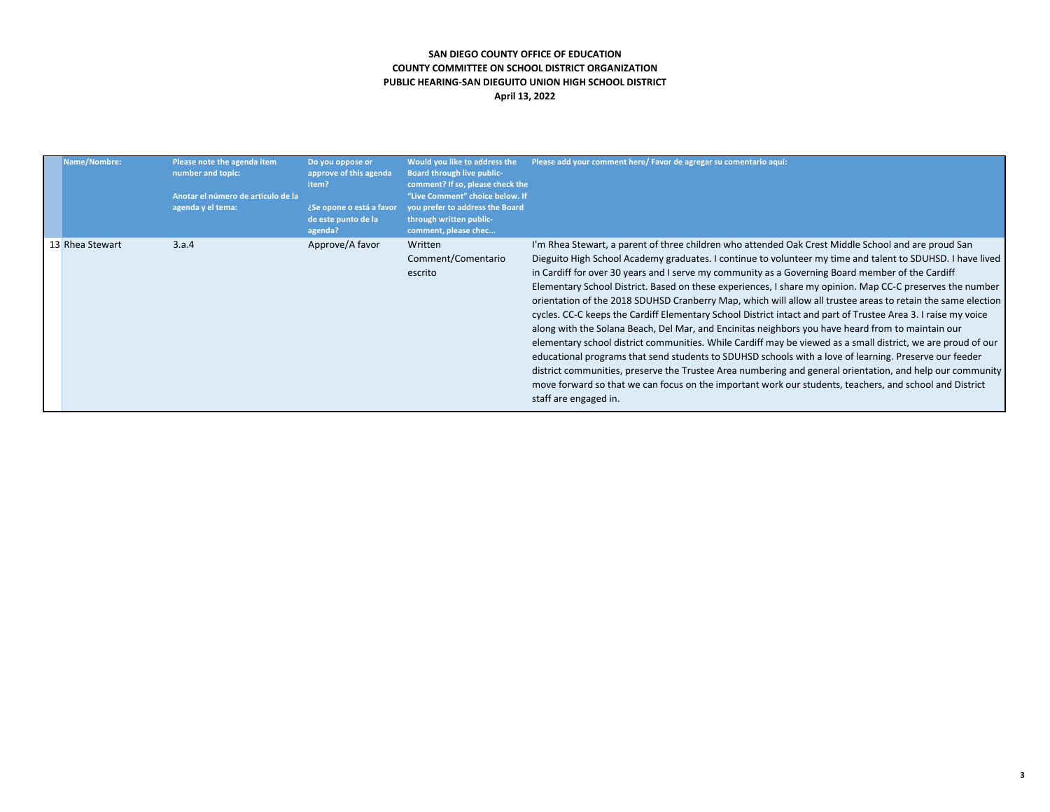**SAN DIEGO COUNTY OFFICE OF EDUCATION**
**COUNTY COMMITTEE ON SCHOOL DISTRICT ORGANIZATION**
**PUBLIC HEARING-SAN DIEGUITO UNION HIGH SCHOOL DISTRICT**
**April 13, 2022**

| | Name/Nombre: | Please note the agenda item number and topic: Anotar el número de articulo de la agenda y el tema: | Do you oppose or approve of this agenda item? ¿Se opone o está a favor de este punto de la agenda? | Would you like to address the Board through live public-comment? If so, please check the "Live Comment" choice below. If you prefer to address the Board through written public-comment, please chec... | Please add your comment here/ Favor de agregar su comentario aquí: |
|---|---|---|---|---|---|
| 13 | Rhea Stewart | 3.a.4 | Approve/A favor | Written Comment/Comentario escrito | I'm Rhea Stewart, a parent of three children who attended Oak Crest Middle School and are proud San Dieguito High School Academy graduates. I continue to volunteer my time and talent to SDUHSD. I have lived in Cardiff for over 30 years and I serve my community as a Governing Board member of the Cardiff Elementary School District. Based on these experiences, I share my opinion. Map CC-C preserves the number orientation of the 2018 SDUHSD Cranberry Map, which will allow all trustee areas to retain the same election cycles. CC-C keeps the Cardiff Elementary School District intact and part of Trustee Area 3. I raise my voice along with the Solana Beach, Del Mar, and Encinitas neighbors you have heard from to maintain our elementary school district communities. While Cardiff may be viewed as a small district, we are proud of our educational programs that send students to SDUHSD schools with a love of learning. Preserve our feeder district communities, preserve the Trustee Area numbering and general orientation, and help our community move forward so that we can focus on the important work our students, teachers, and school and District staff are engaged in. |